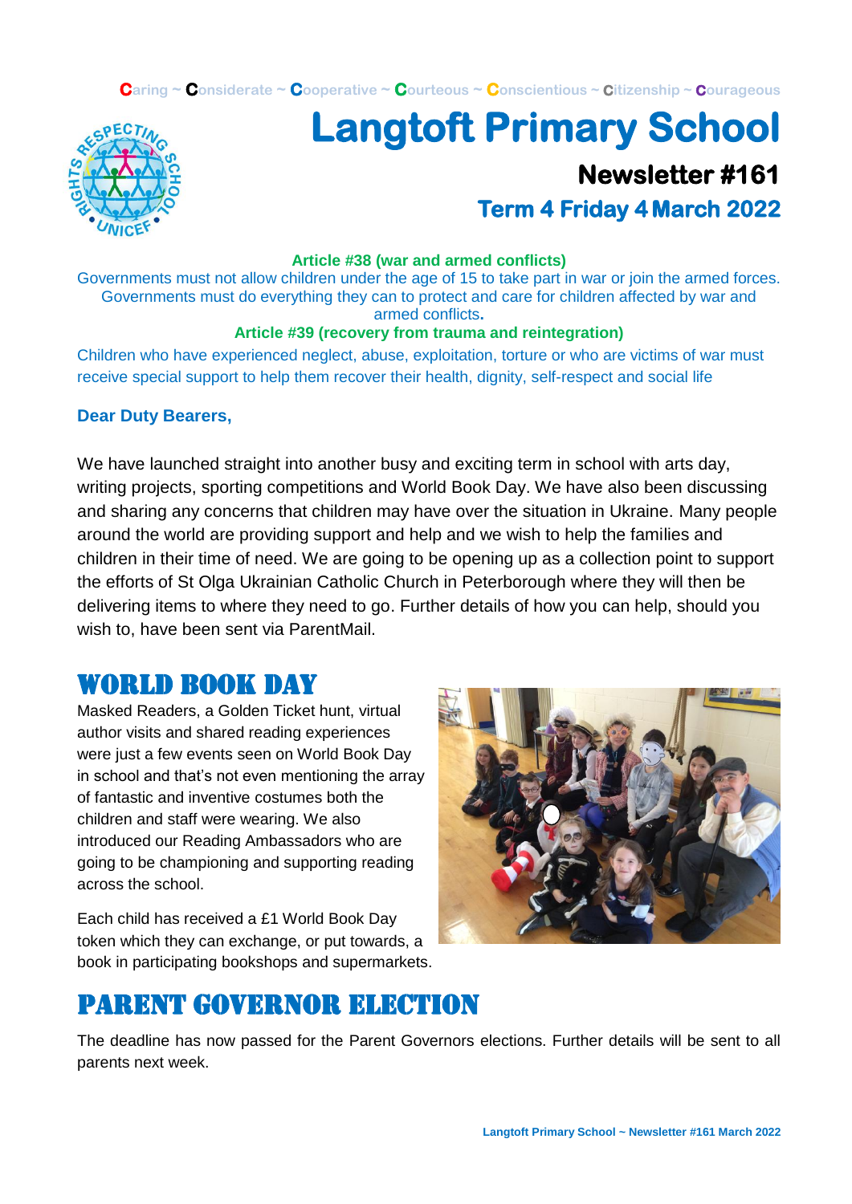Caring ~ Considerate ~ Cooperative ~ Courteous ~ Conscientious ~ Citizenship ~ Courageous

# Langtoft Primary School

## Newsletter #161

## Term 4 Friday 4 March 2022

**Article #38 (war and armed conflicts)**

Governments must not allow children under the age of 15 to take part in war or join the armed forces. Governments must do everything they can to protect and care for children affected by war and armed conflicts.

**Article #39 (recovery from trauma and reintegration)**

Children who have experienced neglect, abuse, exploitation, torture or who are victims of war must receive special support to help them recover their health, dignity, self-respect and social life

**Dear Duty Bearers,**

We have launched straight into another busy and exciting term in school with arts day, writing projects, sporting competitions and World Book Day. We have also been discussing and sharing any concerns that children may have over the situation in Ukraine. Many people around the world are providing support and help and we wish to help the families and children in their time of need. We are going to be opening up as a collection point to support the efforts of St Olga Ukrainian Catholic Church in Peterborough where they will then be delivering items to where they need to go. Further details of how you can help, should you wish to, have been sent via ParentMail.

## WORLD BOOK DAY

Masked Readers, a Golden Ticket hunt, virtual author visits and shared reading experiences were just a few events seen on World Book Day in school and that's not even mentioning the array of fantastic and inventive costumes both the children and staff were wearing. We also introduced our Reading Ambassadors who are going to be championing and supporting reading across the school.

Each child has received a £1 World Book Day token which they can exchange, or put towards, a book in participating bookshops and supermarkets.

## PARENT GOVERNOR ELECTION

The deadline has now passed for the Parent Governors elections. Further details will be sent to all parents next week.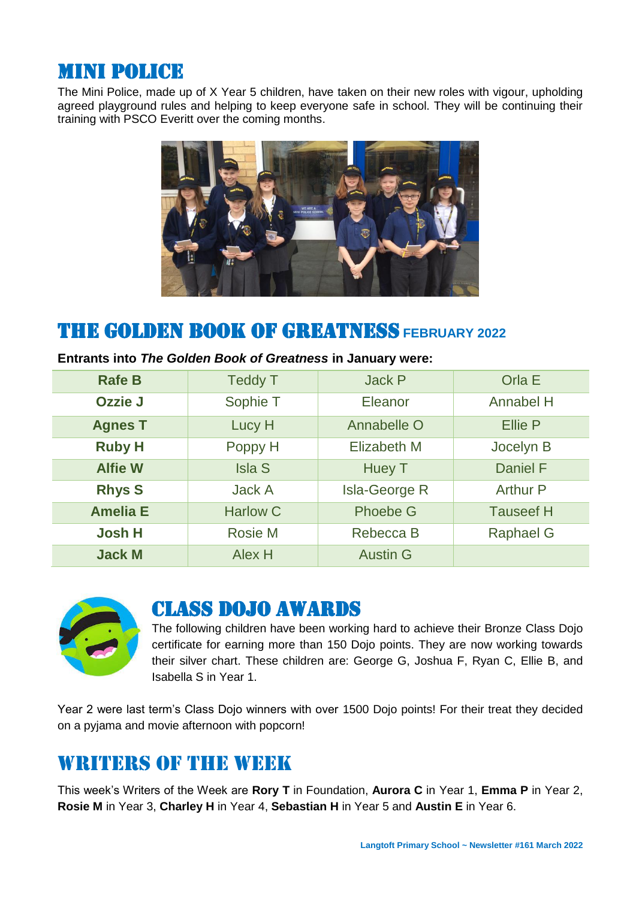## MINI POLICE

The Mini Police, made up of X Year 5 children, have taken on their new roles with vigour, upholding agreed playground rules and helping to keep everyone safe in school. They will be continuing their training with PSCO Everitt over the coming months.

## THE GOLDEN BOOK OF GREATNESS FEBRUARY 2022

**Entrants into *The Golden Book of Greatness* in January were:**

| **Rafe B** | Teddy T | Jack P | Orla E |
|---|---|---|---|
| **Ozzie J** | Sophie T | Eleanor | Annabel H |
| **Agnes T** | Lucy H | Annabelle O | Ellie P |
| **Ruby H** | Poppy H | Elizabeth M | Jocelyn B |
| **Alfie W** | Isla S | Huey T | Daniel F |
| **Rhys S** | Jack A | Isla-George R | Arthur P |
| **Amelia E** | Harlow C | Phoebe G | Tauseef H |
| **Josh H** | Rosie M | Rebecca B | Raphael G |
| **Jack M** | Alex H | Austin G | |

## CLASS DOJO AWARDS

The following children have been working hard to achieve their Bronze Class Dojo certificate for earning more than 150 Dojo points. They are now working towards their silver chart. These children are: George G, Joshua F, Ryan C, Ellie B, and Isabella S in Year 1.

Year 2 were last term's Class Dojo winners with over 1500 Dojo points! For their treat they decided on a pyjama and movie afternoon with popcorn!

## WRITERS OF THE WEEK

This week's Writers of the Week are **Rory T** in Foundation, **Aurora C** in Year 1, **Emma P** in Year 2, **Rosie M** in Year 3, **Charley H** in Year 4, **Sebastian H** in Year 5 and **Austin E** in Year 6.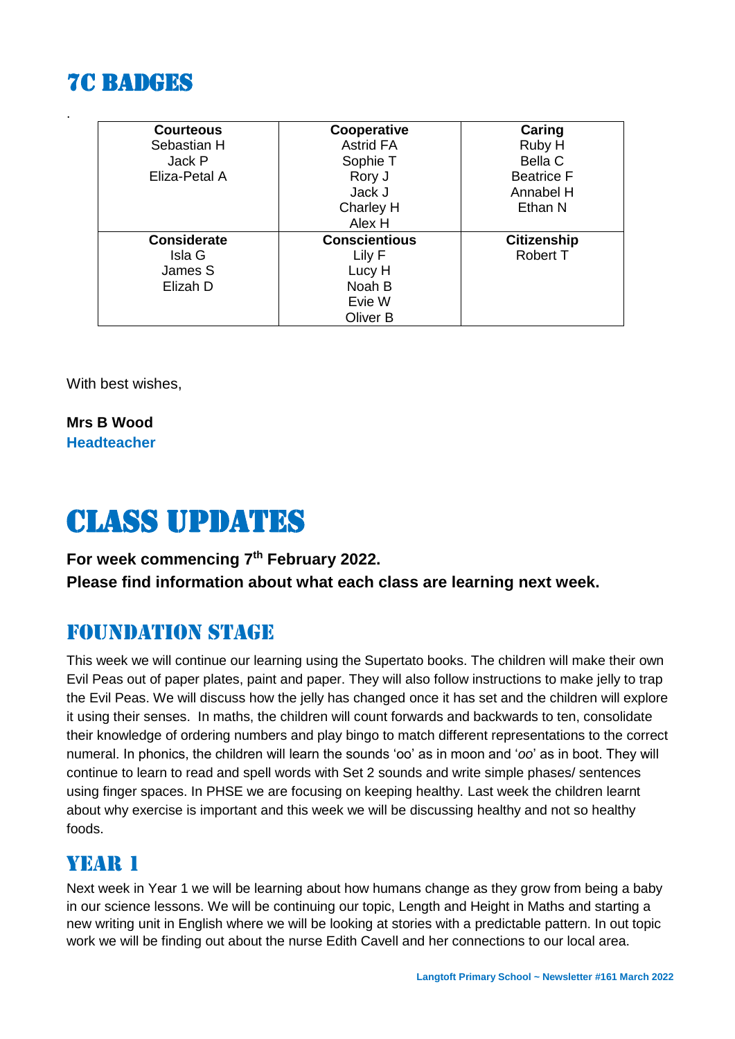## 7C BADGES

.

| Courteous | Cooperative | Caring |
|---|---|---|
| Sebastian H<br>Jack P<br>Eliza-Petal A | Astrid FA<br>Sophie T<br>Rory J<br>Jack J<br>Charley H<br>Alex H | Ruby H<br>Bella C<br>Beatrice F<br>Annabel H<br>Ethan N |
| **Considerate** | **Conscientious** | **Citizenship** |
| Isla G<br>James S<br>Elizah D | Lily F<br>Lucy H<br>Noah B<br>Evie W<br>Oliver B | Robert T |

With best wishes,

**Mrs B Wood**
**Headteacher**

# CLASS UPDATES

**For week commencing 7th February 2022.**
**Please find information about what each class are learning next week.**

## FOUNDATION STAGE

This week we will continue our learning using the Supertato books. The children will make their own Evil Peas out of paper plates, paint and paper. They will also follow instructions to make jelly to trap the Evil Peas. We will discuss how the jelly has changed once it has set and the children will explore it using their senses. In maths, the children will count forwards and backwards to ten, consolidate their knowledge of ordering numbers and play bingo to match different representations to the correct numeral. In phonics, the children will learn the sounds 'oo' as in moon and '*oo*' as in boot. They will continue to learn to read and spell words with Set 2 sounds and write simple phases/ sentences using finger spaces. In PHSE we are focusing on keeping healthy. Last week the children learnt about why exercise is important and this week we will be discussing healthy and not so healthy foods.

## YEAR 1

Next week in Year 1 we will be learning about how humans change as they grow from being a baby in our science lessons. We will be continuing our topic, Length and Height in Maths and starting a new writing unit in English where we will be looking at stories with a predictable pattern. In out topic work we will be finding out about the nurse Edith Cavell and her connections to our local area.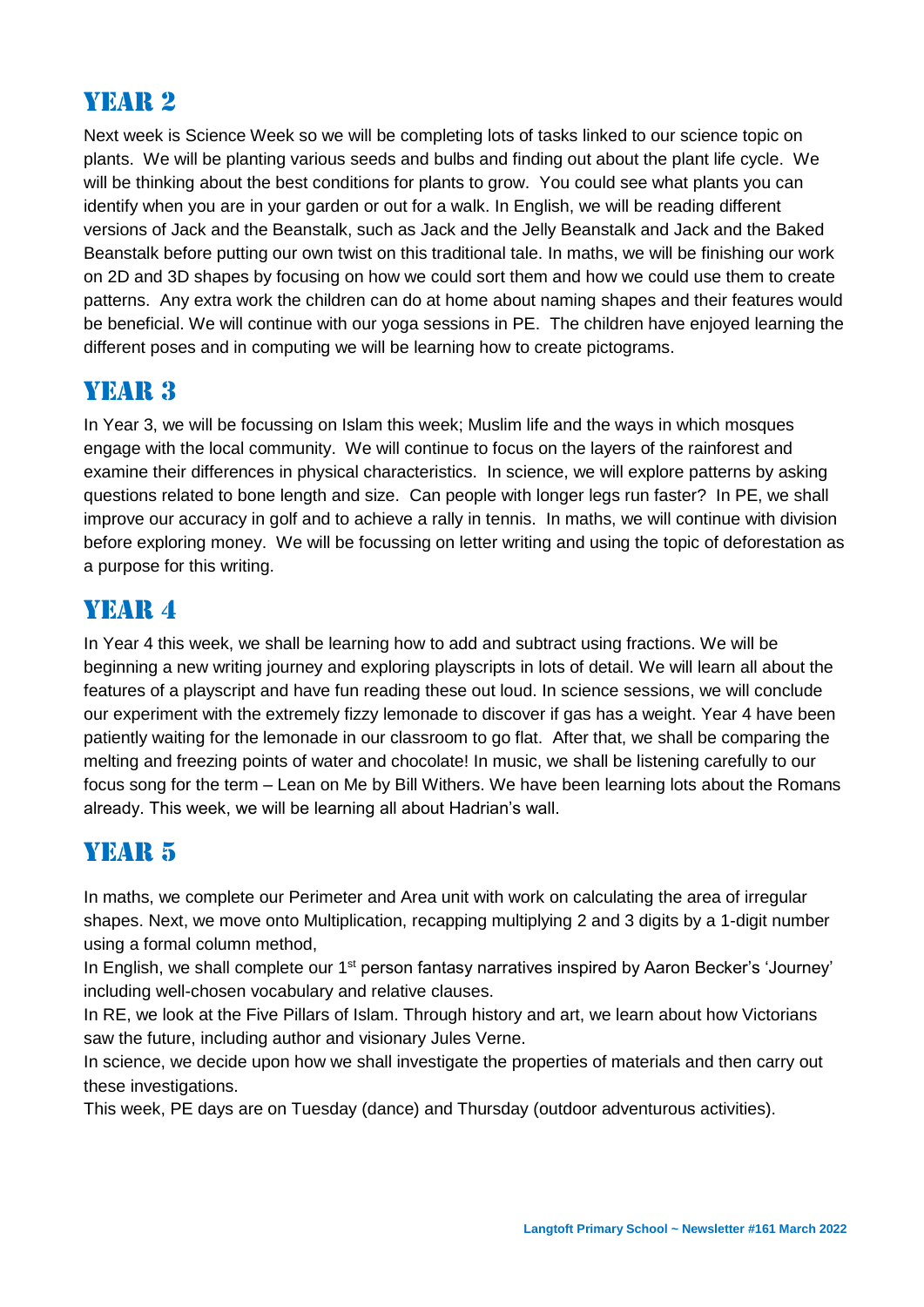## YEAR 2

Next week is Science Week so we will be completing lots of tasks linked to our science topic on plants. We will be planting various seeds and bulbs and finding out about the plant life cycle. We will be thinking about the best conditions for plants to grow. You could see what plants you can identify when you are in your garden or out for a walk. In English, we will be reading different versions of Jack and the Beanstalk, such as Jack and the Jelly Beanstalk and Jack and the Baked Beanstalk before putting our own twist on this traditional tale. In maths, we will be finishing our work on 2D and 3D shapes by focusing on how we could sort them and how we could use them to create patterns. Any extra work the children can do at home about naming shapes and their features would be beneficial. We will continue with our yoga sessions in PE. The children have enjoyed learning the different poses and in computing we will be learning how to create pictograms.

## YEAR 3

In Year 3, we will be focussing on Islam this week; Muslim life and the ways in which mosques engage with the local community. We will continue to focus on the layers of the rainforest and examine their differences in physical characteristics. In science, we will explore patterns by asking questions related to bone length and size. Can people with longer legs run faster? In PE, we shall improve our accuracy in golf and to achieve a rally in tennis. In maths, we will continue with division before exploring money. We will be focussing on letter writing and using the topic of deforestation as a purpose for this writing.

## YEAR 4

In Year 4 this week, we shall be learning how to add and subtract using fractions. We will be beginning a new writing journey and exploring playscripts in lots of detail. We will learn all about the features of a playscript and have fun reading these out loud. In science sessions, we will conclude our experiment with the extremely fizzy lemonade to discover if gas has a weight. Year 4 have been patiently waiting for the lemonade in our classroom to go flat. After that, we shall be comparing the melting and freezing points of water and chocolate! In music, we shall be listening carefully to our focus song for the term – Lean on Me by Bill Withers. We have been learning lots about the Romans already. This week, we will be learning all about Hadrian's wall.

## YEAR 5

In maths, we complete our Perimeter and Area unit with work on calculating the area of irregular shapes. Next, we move onto Multiplication, recapping multiplying 2 and 3 digits by a 1-digit number using a formal column method,

In English, we shall complete our 1st person fantasy narratives inspired by Aaron Becker's 'Journey' including well-chosen vocabulary and relative clauses.

In RE, we look at the Five Pillars of Islam. Through history and art, we learn about how Victorians saw the future, including author and visionary Jules Verne.

In science, we decide upon how we shall investigate the properties of materials and then carry out these investigations.

This week, PE days are on Tuesday (dance) and Thursday (outdoor adventurous activities).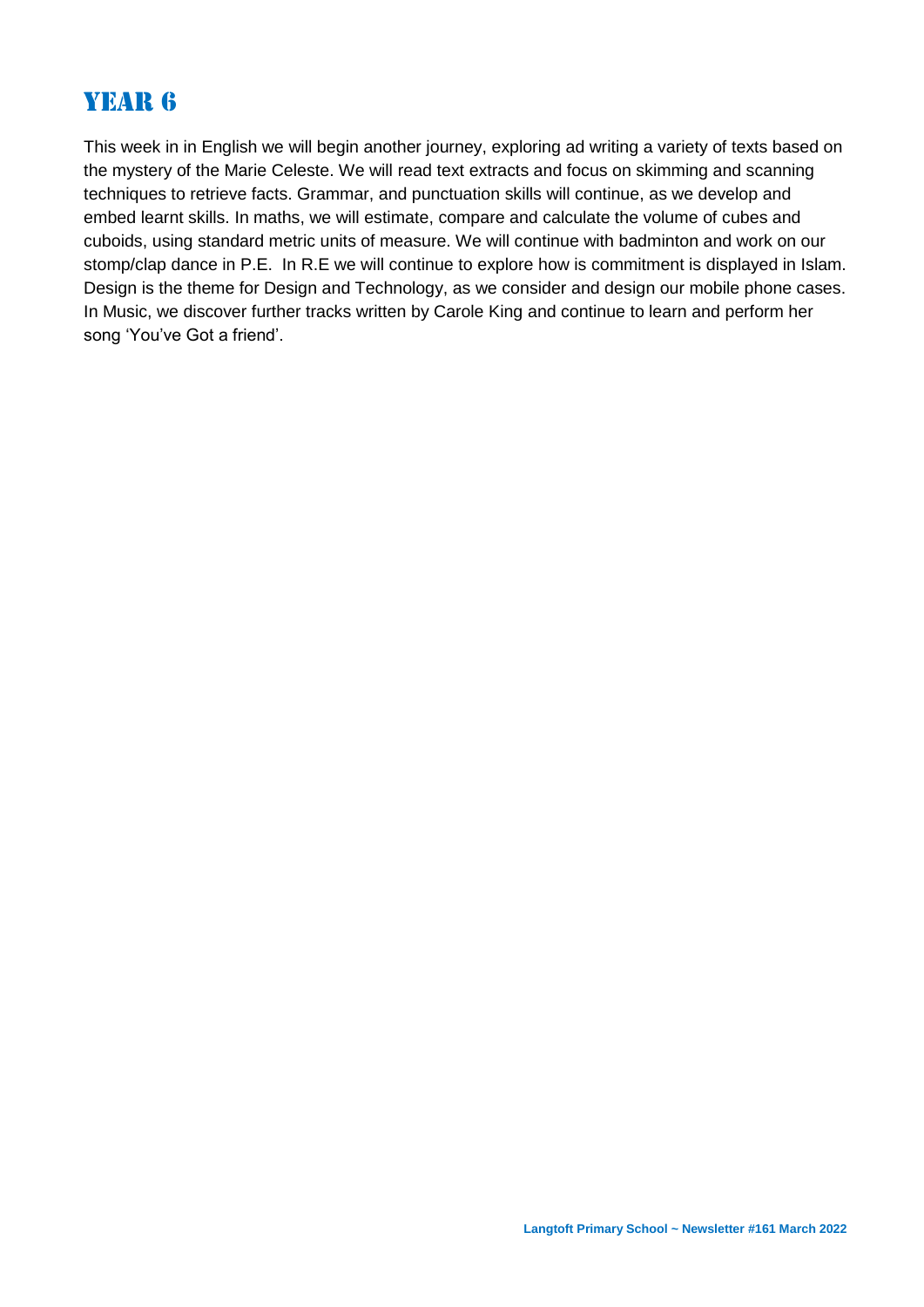# YEAR 6

This week in in English we will begin another journey, exploring ad writing a variety of texts based on the mystery of the Marie Celeste. We will read text extracts and focus on skimming and scanning techniques to retrieve facts. Grammar, and punctuation skills will continue, as we develop and embed learnt skills. In maths, we will estimate, compare and calculate the volume of cubes and cuboids, using standard metric units of measure. We will continue with badminton and work on our stomp/clap dance in P.E. In R.E we will continue to explore how is commitment is displayed in Islam. Design is the theme for Design and Technology, as we consider and design our mobile phone cases. In Music, we discover further tracks written by Carole King and continue to learn and perform her song 'You've Got a friend'.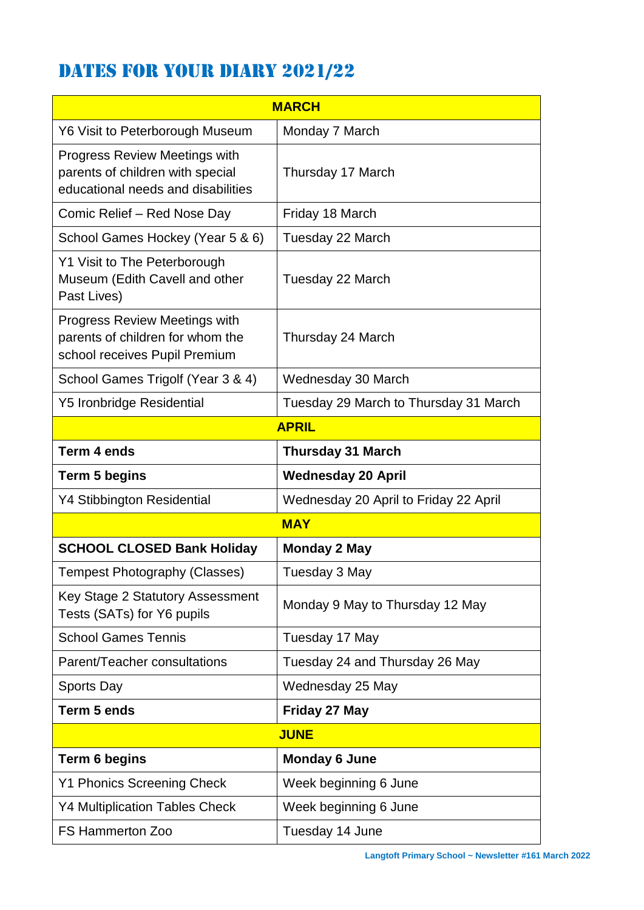# DATES FOR YOUR DIARY 2021/22

| MARCH | |
|---|---|
| Y6 Visit to Peterborough Museum | Monday 7 March |
| Progress Review Meetings with parents of children with special educational needs and disabilities | Thursday 17 March |
| Comic Relief – Red Nose Day | Friday 18 March |
| School Games Hockey (Year 5 & 6) | Tuesday 22 March |
| Y1 Visit to The Peterborough Museum (Edith Cavell and other Past Lives) | Tuesday 22 March |
| Progress Review Meetings with parents of children for whom the school receives Pupil Premium | Thursday 24 March |
| School Games Trigolf (Year 3 & 4) | Wednesday 30 March |
| Y5 Ironbridge Residential | Tuesday 29 March to Thursday 31 March |
| **APRIL** | |
| **Term 4 ends** | **Thursday 31 March** |
| **Term 5 begins** | **Wednesday 20 April** |
| Y4 Stibbington Residential | Wednesday 20 April to Friday 22 April |
| **MAY** | |
| **SCHOOL CLOSED Bank Holiday** | **Monday 2 May** |
| Tempest Photography (Classes) | Tuesday 3 May |
| Key Stage 2 Statutory Assessment Tests (SATs) for Y6 pupils | Monday 9 May to Thursday 12 May |
| School Games Tennis | Tuesday 17 May |
| Parent/Teacher consultations | Tuesday 24 and Thursday 26 May |
| Sports Day | Wednesday 25 May |
| **Term 5 ends** | **Friday 27 May** |
| **JUNE** | |
| **Term 6 begins** | **Monday 6 June** |
| Y1 Phonics Screening Check | Week beginning 6 June |
| Y4 Multiplication Tables Check | Week beginning 6 June |
| FS Hammerton Zoo | Tuesday 14 June |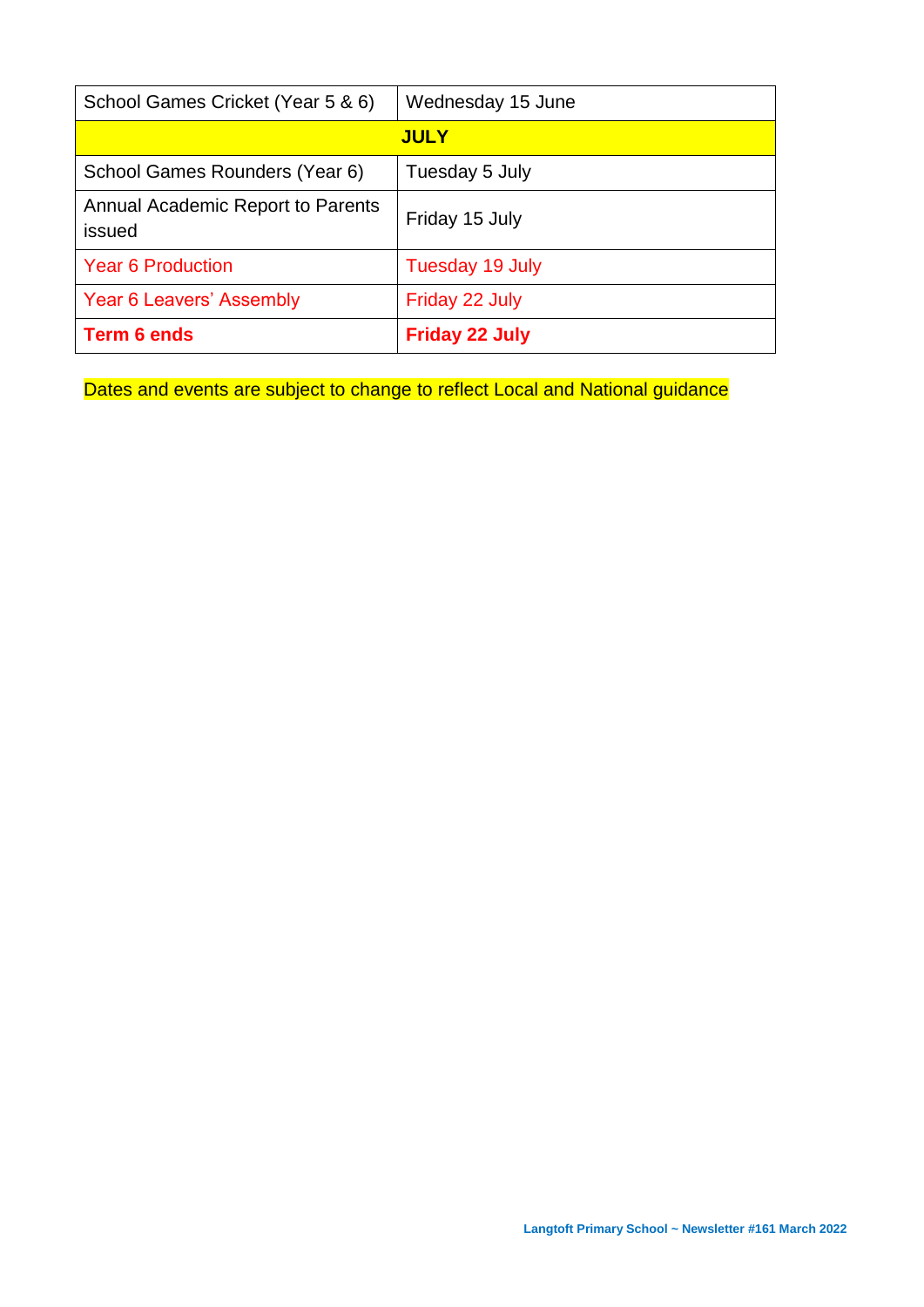| | |
|---|---|
| School Games Cricket (Year 5 & 6) | Wednesday 15 June |
| **JULY** | |
| School Games Rounders (Year 6) | Tuesday 5 July |
| Annual Academic Report to Parents issued | Friday 15 July |
| Year 6 Production | Tuesday 19 July |
| Year 6 Leavers' Assembly | Friday 22 July |
| **Term 6 ends** | **Friday 22 July** |

Dates and events are subject to change to reflect Local and National guidance